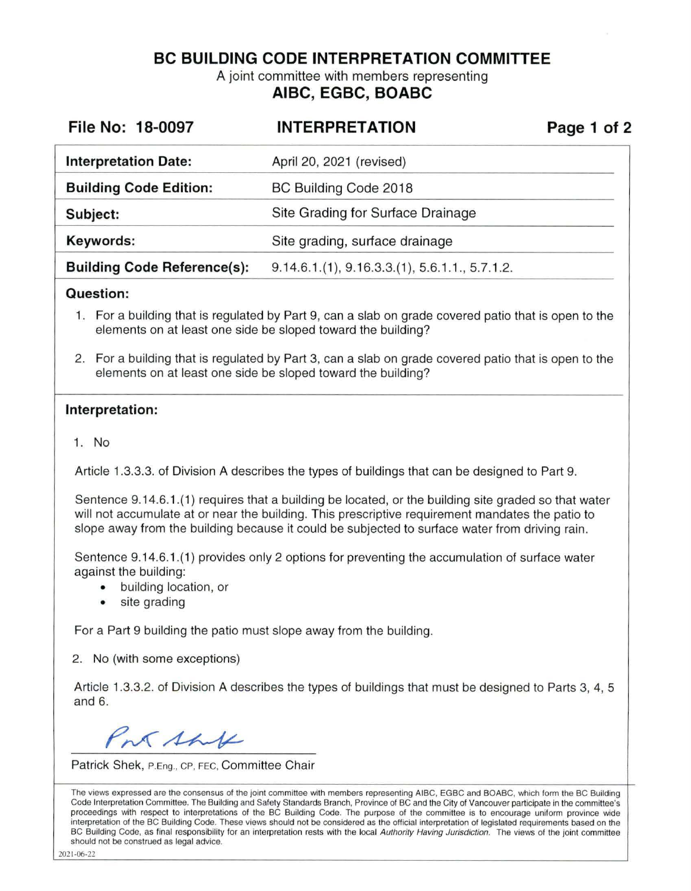# BC BUILDING CODE INTERPRETATION COMMITTEE

A joint committee with members representing

**AIBC, EGBC, BOABC**

**File No: 18-0097** | **INTERPRETATION**

| | |
|---|---|
| **Interpretation Date:** | April 20, 2021 (revised) |
| **Building Code Edition:** | BC Building Code 2018 |
| **Subject:** | Site Grading for Surface Drainage |
| **Keywords:** | Site grading, surface drainage |
| **Building Code Reference(s):** | 9.14.6.1.(1), 9.16.3.3.(1), 5.6.1.1., 5.7.1.2. |

## Question:

1. For a building that is regulated by Part 9, can a slab on grade covered patio that is open to the elements on at least one side be sloped toward the building?
2. For a building that is regulated by Part 3, can a slab on grade covered patio that is open to the elements on at least one side be sloped toward the building?

## Interpretation:

1. No

Article 1.3.3.3. of Division A describes the types of buildings that can be designed to Part 9.

Sentence 9.14.6.1.(1) requires that a building be located, or the building site graded so that water will not accumulate at or near the building. This prescriptive requirement mandates the patio to slope away from the building because it could be subjected to surface water from driving rain.

Sentence 9.14.6.1.(1) provides only 2 options for preventing the accumulation of surface water against the building:

- building location, or
- site grading

For a Part 9 building the patio must slope away from the building.

2. No (with some exceptions)

Article 1.3.3.2. of Division A describes the types of buildings that must be designed to Parts 3, 4, 5 and 6.

Patrick Shek, P.Eng., CP, FEC, Committee Chair

The views expressed are the consensus of the joint committee with members representing AIBC, EGBC and BOABC, which form the BC Building Code Interpretation Committee. The Building and Safety Standards Branch, Province of BC and the City of Vancouver participate in the committee's proceedings with respect to interpretations of the BC Building Code. The purpose of the committee is to encourage uniform province wide interpretation of the BC Building Code. These views should not be considered as the official interpretation of legislated requirements based on the BC Building Code, as final responsibility for an interpretation rests with the local *Authority Having Jurisdiction*. The views of the joint committee should not be construed as legal advice.

2021-06-22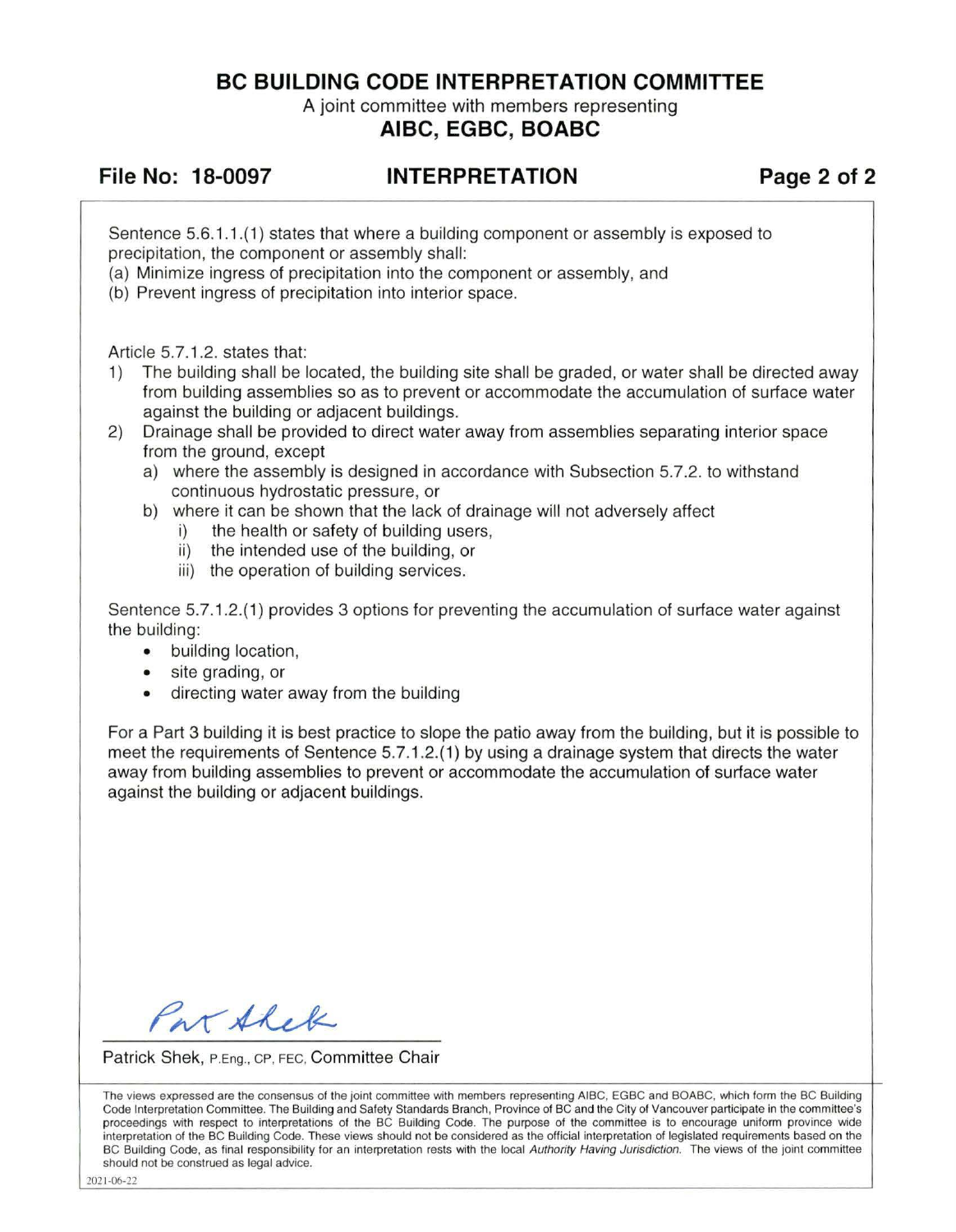Sentence 5.6.1.1.(1) states that where a building component or assembly is exposed to precipitation, the component or assembly shall:
(a) Minimize ingress of precipitation into the component or assembly, and
(b) Prevent ingress of precipitation into interior space.

Article 5.7.1.2. states that:

1) The building shall be located, the building site shall be graded, or water shall be directed away from building assemblies so as to prevent or accommodate the accumulation of surface water against the building or adjacent buildings.
2) Drainage shall be provided to direct water away from assemblies separating interior space from the ground, except
   a) where the assembly is designed in accordance with Subsection 5.7.2. to withstand continuous hydrostatic pressure, or
   b) where it can be shown that the lack of drainage will not adversely affect
      i) the health or safety of building users,
      ii) the intended use of the building, or
      iii) the operation of building services.

Sentence 5.7.1.2.(1) provides 3 options for preventing the accumulation of surface water against the building:

- building location,
- site grading, or
- directing water away from the building

For a Part 3 building it is best practice to slope the patio away from the building, but it is possible to meet the requirements of Sentence 5.7.1.2.(1) by using a drainage system that directs the water away from building assemblies to prevent or accommodate the accumulation of surface water against the building or adjacent buildings.

Pat Shek

Patrick Shek, P.Eng., CP, FEC, Committee Chair

The views expressed are the consensus of the joint committee with members representing AIBC, EGBC and BOABC, which form the BC Building Code Interpretation Committee. The Building and Safety Standards Branch, Province of BC and the City of Vancouver participate in the committee's proceedings with respect to interpretations of the BC Building Code. The purpose of the committee is to encourage uniform province wide interpretation of the BC Building Code. These views should not be considered as the official interpretation of legislated requirements based on the BC Building Code, as final responsibility for an interpretation rests with the local *Authority Having Jurisdiction*. The views of the joint committee should not be construed as legal advice.

2021-06-22